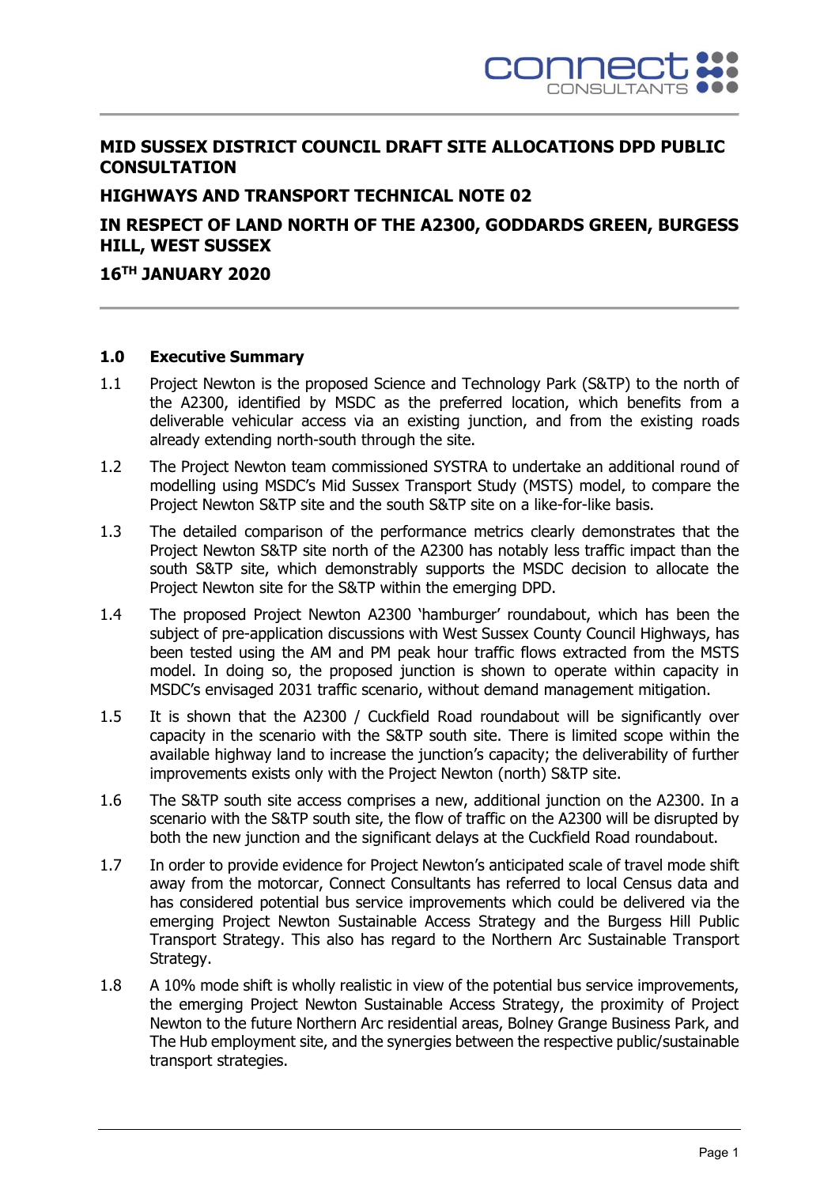# MID SUSSEX DISTRICT COUNCIL DRAFT SITE ALLOCATIONS DPD PUBLIC CONSULTATION

## HIGHWAYS AND TRANSPORT TECHNICAL NOTE 02

## IN RESPECT OF LAND NORTH OF THE A2300, GODDARDS GREEN, BURGESS HILL, WEST SUSSEX

## 16TH JANUARY 2020

## 1.0 Executive Summary

1.1 Project Newton is the proposed Science and Technology Park (S&TP) to the north of the A2300, identified by MSDC as the preferred location, which benefits from a deliverable vehicular access via an existing junction, and from the existing roads already extending north-south through the site.

1.2 The Project Newton team commissioned SYSTRA to undertake an additional round of modelling using MSDC's Mid Sussex Transport Study (MSTS) model, to compare the Project Newton S&TP site and the south S&TP site on a like-for-like basis.

1.3 The detailed comparison of the performance metrics clearly demonstrates that the Project Newton S&TP site north of the A2300 has notably less traffic impact than the south S&TP site, which demonstrably supports the MSDC decision to allocate the Project Newton site for the S&TP within the emerging DPD.

1.4 The proposed Project Newton A2300 'hamburger' roundabout, which has been the subject of pre-application discussions with West Sussex County Council Highways, has been tested using the AM and PM peak hour traffic flows extracted from the MSTS model. In doing so, the proposed junction is shown to operate within capacity in MSDC's envisaged 2031 traffic scenario, without demand management mitigation.

1.5 It is shown that the A2300 / Cuckfield Road roundabout will be significantly over capacity in the scenario with the S&TP south site. There is limited scope within the available highway land to increase the junction's capacity; the deliverability of further improvements exists only with the Project Newton (north) S&TP site.

1.6 The S&TP south site access comprises a new, additional junction on the A2300. In a scenario with the S&TP south site, the flow of traffic on the A2300 will be disrupted by both the new junction and the significant delays at the Cuckfield Road roundabout.

1.7 In order to provide evidence for Project Newton's anticipated scale of travel mode shift away from the motorcar, Connect Consultants has referred to local Census data and has considered potential bus service improvements which could be delivered via the emerging Project Newton Sustainable Access Strategy and the Burgess Hill Public Transport Strategy. This also has regard to the Northern Arc Sustainable Transport Strategy.

1.8 A 10% mode shift is wholly realistic in view of the potential bus service improvements, the emerging Project Newton Sustainable Access Strategy, the proximity of Project Newton to the future Northern Arc residential areas, Bolney Grange Business Park, and The Hub employment site, and the synergies between the respective public/sustainable transport strategies.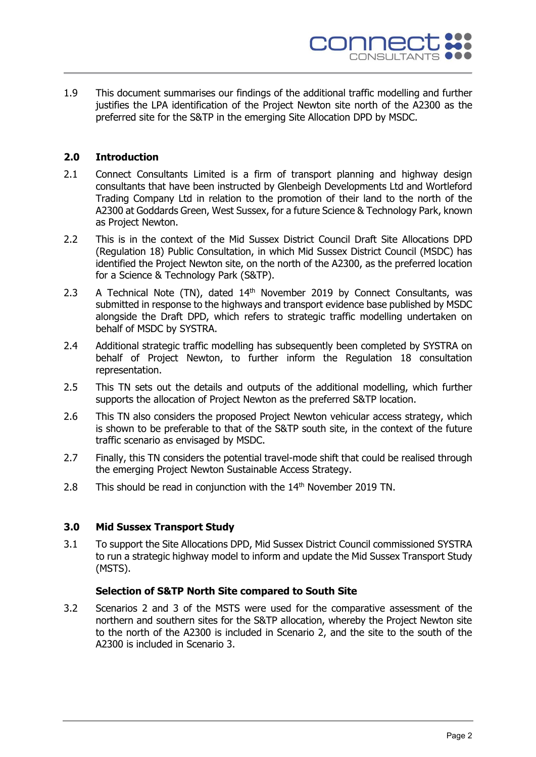1.9 This document summarises our findings of the additional traffic modelling and further justifies the LPA identification of the Project Newton site north of the A2300 as the preferred site for the S&TP in the emerging Site Allocation DPD by MSDC.

## 2.0 Introduction

2.1 Connect Consultants Limited is a firm of transport planning and highway design consultants that have been instructed by Glenbeigh Developments Ltd and Wortleford Trading Company Ltd in relation to the promotion of their land to the north of the A2300 at Goddards Green, West Sussex, for a future Science & Technology Park, known as Project Newton.

2.2 This is in the context of the Mid Sussex District Council Draft Site Allocations DPD (Regulation 18) Public Consultation, in which Mid Sussex District Council (MSDC) has identified the Project Newton site, on the north of the A2300, as the preferred location for a Science & Technology Park (S&TP).

2.3 A Technical Note (TN), dated 14th November 2019 by Connect Consultants, was submitted in response to the highways and transport evidence base published by MSDC alongside the Draft DPD, which refers to strategic traffic modelling undertaken on behalf of MSDC by SYSTRA.

2.4 Additional strategic traffic modelling has subsequently been completed by SYSTRA on behalf of Project Newton, to further inform the Regulation 18 consultation representation.

2.5 This TN sets out the details and outputs of the additional modelling, which further supports the allocation of Project Newton as the preferred S&TP location.

2.6 This TN also considers the proposed Project Newton vehicular access strategy, which is shown to be preferable to that of the S&TP south site, in the context of the future traffic scenario as envisaged by MSDC.

2.7 Finally, this TN considers the potential travel-mode shift that could be realised through the emerging Project Newton Sustainable Access Strategy.

2.8 This should be read in conjunction with the 14th November 2019 TN.

## 3.0 Mid Sussex Transport Study

3.1 To support the Site Allocations DPD, Mid Sussex District Council commissioned SYSTRA to run a strategic highway model to inform and update the Mid Sussex Transport Study (MSTS).

### Selection of S&TP North Site compared to South Site

3.2 Scenarios 2 and 3 of the MSTS were used for the comparative assessment of the northern and southern sites for the S&TP allocation, whereby the Project Newton site to the north of the A2300 is included in Scenario 2, and the site to the south of the A2300 is included in Scenario 3.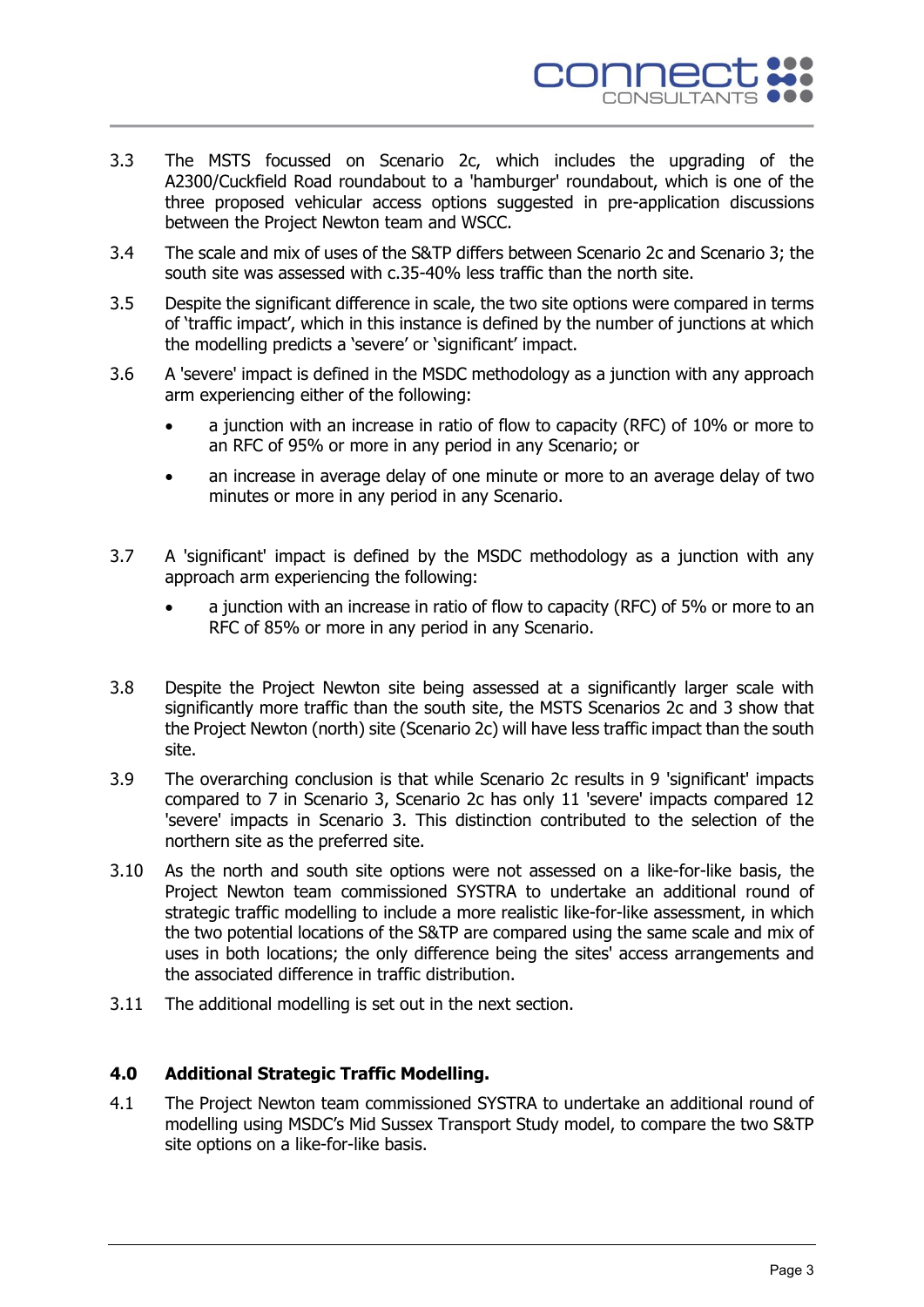3.3 The MSTS focussed on Scenario 2c, which includes the upgrading of the A2300/Cuckfield Road roundabout to a 'hamburger' roundabout, which is one of the three proposed vehicular access options suggested in pre-application discussions between the Project Newton team and WSCC.

3.4 The scale and mix of uses of the S&TP differs between Scenario 2c and Scenario 3; the south site was assessed with c.35-40% less traffic than the north site.

3.5 Despite the significant difference in scale, the two site options were compared in terms of 'traffic impact', which in this instance is defined by the number of junctions at which the modelling predicts a 'severe' or 'significant' impact.

3.6 A 'severe' impact is defined in the MSDC methodology as a junction with any approach arm experiencing either of the following:

- a junction with an increase in ratio of flow to capacity (RFC) of 10% or more to an RFC of 95% or more in any period in any Scenario; or
- an increase in average delay of one minute or more to an average delay of two minutes or more in any period in any Scenario.

3.7 A 'significant' impact is defined by the MSDC methodology as a junction with any approach arm experiencing the following:

- a junction with an increase in ratio of flow to capacity (RFC) of 5% or more to an RFC of 85% or more in any period in any Scenario.

3.8 Despite the Project Newton site being assessed at a significantly larger scale with significantly more traffic than the south site, the MSTS Scenarios 2c and 3 show that the Project Newton (north) site (Scenario 2c) will have less traffic impact than the south site.

3.9 The overarching conclusion is that while Scenario 2c results in 9 'significant' impacts compared to 7 in Scenario 3, Scenario 2c has only 11 'severe' impacts compared 12 'severe' impacts in Scenario 3. This distinction contributed to the selection of the northern site as the preferred site.

3.10 As the north and south site options were not assessed on a like-for-like basis, the Project Newton team commissioned SYSTRA to undertake an additional round of strategic traffic modelling to include a more realistic like-for-like assessment, in which the two potential locations of the S&TP are compared using the same scale and mix of uses in both locations; the only difference being the sites' access arrangements and the associated difference in traffic distribution.

3.11 The additional modelling is set out in the next section.

## 4.0 Additional Strategic Traffic Modelling.

4.1 The Project Newton team commissioned SYSTRA to undertake an additional round of modelling using MSDC's Mid Sussex Transport Study model, to compare the two S&TP site options on a like-for-like basis.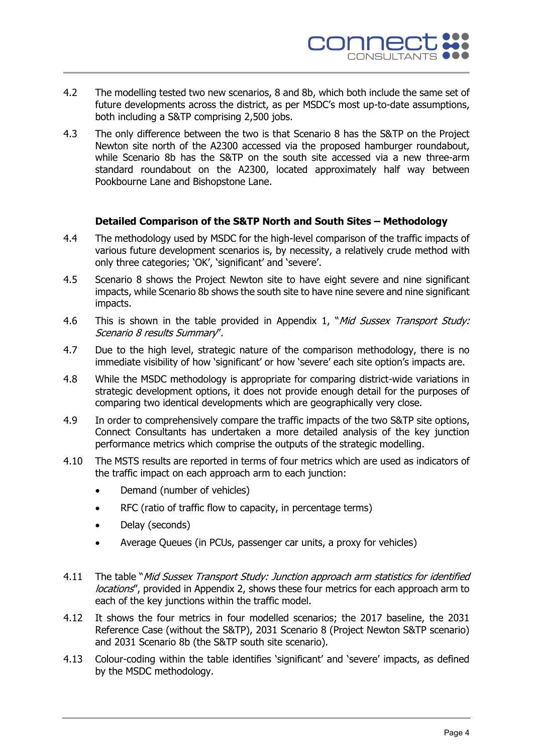4.2 The modelling tested two new scenarios, 8 and 8b, which both include the same set of future developments across the district, as per MSDC's most up-to-date assumptions, both including a S&TP comprising 2,500 jobs.

4.3 The only difference between the two is that Scenario 8 has the S&TP on the Project Newton site north of the A2300 accessed via the proposed hamburger roundabout, while Scenario 8b has the S&TP on the south site accessed via a new three-arm standard roundabout on the A2300, located approximately half way between Pookbourne Lane and Bishopstone Lane.

**Detailed Comparison of the S&TP North and South Sites – Methodology**

4.4 The methodology used by MSDC for the high-level comparison of the traffic impacts of various future development scenarios is, by necessity, a relatively crude method with only three categories; 'OK', 'significant' and 'severe'.

4.5 Scenario 8 shows the Project Newton site to have eight severe and nine significant impacts, while Scenario 8b shows the south site to have nine severe and nine significant impacts.

4.6 This is shown in the table provided in Appendix 1, "*Mid Sussex Transport Study: Scenario 8 results Summary*".

4.7 Due to the high level, strategic nature of the comparison methodology, there is no immediate visibility of how 'significant' or how 'severe' each site option's impacts are.

4.8 While the MSDC methodology is appropriate for comparing district-wide variations in strategic development options, it does not provide enough detail for the purposes of comparing two identical developments which are geographically very close.

4.9 In order to comprehensively compare the traffic impacts of the two S&TP site options, Connect Consultants has undertaken a more detailed analysis of the key junction performance metrics which comprise the outputs of the strategic modelling.

4.10 The MSTS results are reported in terms of four metrics which are used as indicators of the traffic impact on each approach arm to each junction:

- Demand (number of vehicles)
- RFC (ratio of traffic flow to capacity, in percentage terms)
- Delay (seconds)
- Average Queues (in PCUs, passenger car units, a proxy for vehicles)

4.11 The table "*Mid Sussex Transport Study: Junction approach arm statistics for identified locations*", provided in Appendix 2, shows these four metrics for each approach arm to each of the key junctions within the traffic model.

4.12 It shows the four metrics in four modelled scenarios; the 2017 baseline, the 2031 Reference Case (without the S&TP), 2031 Scenario 8 (Project Newton S&TP scenario) and 2031 Scenario 8b (the S&TP south site scenario).

4.13 Colour-coding within the table identifies 'significant' and 'severe' impacts, as defined by the MSDC methodology.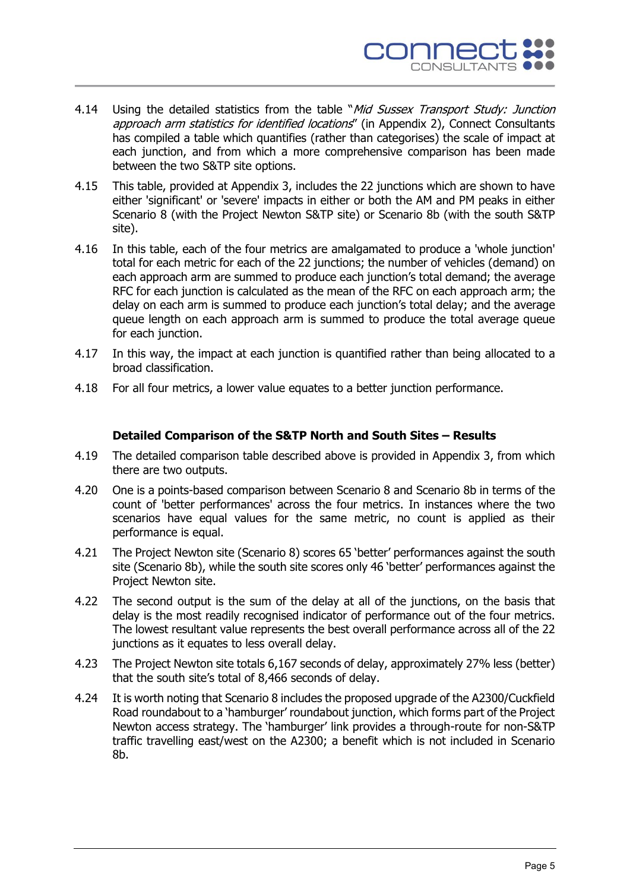4.14 Using the detailed statistics from the table "*Mid Sussex Transport Study: Junction approach arm statistics for identified locations*" (in Appendix 2), Connect Consultants has compiled a table which quantifies (rather than categorises) the scale of impact at each junction, and from which a more comprehensive comparison has been made between the two S&TP site options.

4.15 This table, provided at Appendix 3, includes the 22 junctions which are shown to have either 'significant' or 'severe' impacts in either or both the AM and PM peaks in either Scenario 8 (with the Project Newton S&TP site) or Scenario 8b (with the south S&TP site).

4.16 In this table, each of the four metrics are amalgamated to produce a 'whole junction' total for each metric for each of the 22 junctions; the number of vehicles (demand) on each approach arm are summed to produce each junction's total demand; the average RFC for each junction is calculated as the mean of the RFC on each approach arm; the delay on each arm is summed to produce each junction's total delay; and the average queue length on each approach arm is summed to produce the total average queue for each junction.

4.17 In this way, the impact at each junction is quantified rather than being allocated to a broad classification.

4.18 For all four metrics, a lower value equates to a better junction performance.

### Detailed Comparison of the S&TP North and South Sites – Results

4.19 The detailed comparison table described above is provided in Appendix 3, from which there are two outputs.

4.20 One is a points-based comparison between Scenario 8 and Scenario 8b in terms of the count of 'better performances' across the four metrics. In instances where the two scenarios have equal values for the same metric, no count is applied as their performance is equal.

4.21 The Project Newton site (Scenario 8) scores 65 'better' performances against the south site (Scenario 8b), while the south site scores only 46 'better' performances against the Project Newton site.

4.22 The second output is the sum of the delay at all of the junctions, on the basis that delay is the most readily recognised indicator of performance out of the four metrics. The lowest resultant value represents the best overall performance across all of the 22 junctions as it equates to less overall delay.

4.23 The Project Newton site totals 6,167 seconds of delay, approximately 27% less (better) that the south site's total of 8,466 seconds of delay.

4.24 It is worth noting that Scenario 8 includes the proposed upgrade of the A2300/Cuckfield Road roundabout to a 'hamburger' roundabout junction, which forms part of the Project Newton access strategy. The 'hamburger' link provides a through-route for non-S&TP traffic travelling east/west on the A2300; a benefit which is not included in Scenario 8b.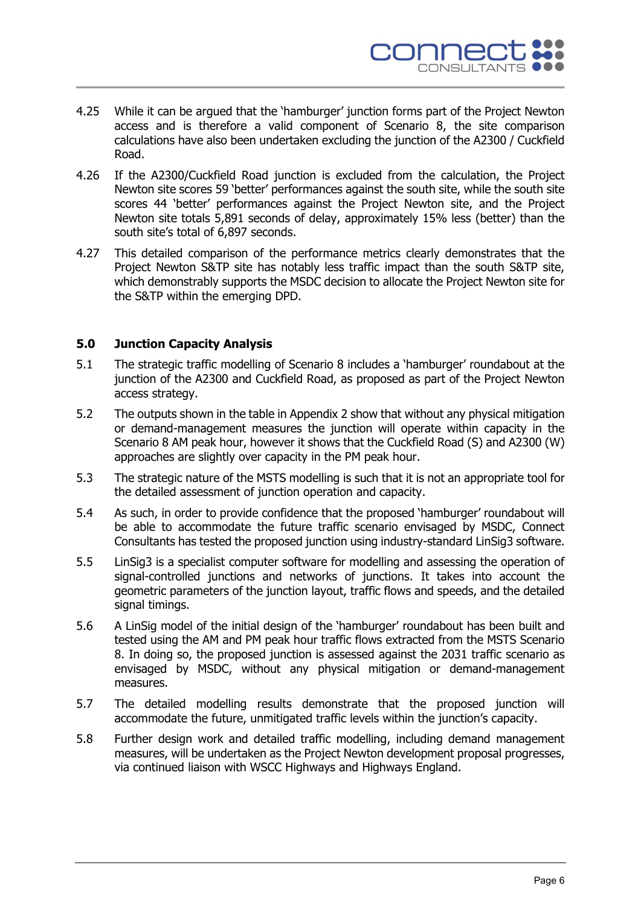4.25 While it can be argued that the 'hamburger' junction forms part of the Project Newton access and is therefore a valid component of Scenario 8, the site comparison calculations have also been undertaken excluding the junction of the A2300 / Cuckfield Road.

4.26 If the A2300/Cuckfield Road junction is excluded from the calculation, the Project Newton site scores 59 'better' performances against the south site, while the south site scores 44 'better' performances against the Project Newton site, and the Project Newton site totals 5,891 seconds of delay, approximately 15% less (better) than the south site's total of 6,897 seconds.

4.27 This detailed comparison of the performance metrics clearly demonstrates that the Project Newton S&TP site has notably less traffic impact than the south S&TP site, which demonstrably supports the MSDC decision to allocate the Project Newton site for the S&TP within the emerging DPD.

## 5.0 Junction Capacity Analysis

5.1 The strategic traffic modelling of Scenario 8 includes a 'hamburger' roundabout at the junction of the A2300 and Cuckfield Road, as proposed as part of the Project Newton access strategy.

5.2 The outputs shown in the table in Appendix 2 show that without any physical mitigation or demand-management measures the junction will operate within capacity in the Scenario 8 AM peak hour, however it shows that the Cuckfield Road (S) and A2300 (W) approaches are slightly over capacity in the PM peak hour.

5.3 The strategic nature of the MSTS modelling is such that it is not an appropriate tool for the detailed assessment of junction operation and capacity.

5.4 As such, in order to provide confidence that the proposed 'hamburger' roundabout will be able to accommodate the future traffic scenario envisaged by MSDC, Connect Consultants has tested the proposed junction using industry-standard LinSig3 software.

5.5 LinSig3 is a specialist computer software for modelling and assessing the operation of signal-controlled junctions and networks of junctions. It takes into account the geometric parameters of the junction layout, traffic flows and speeds, and the detailed signal timings.

5.6 A LinSig model of the initial design of the 'hamburger' roundabout has been built and tested using the AM and PM peak hour traffic flows extracted from the MSTS Scenario 8. In doing so, the proposed junction is assessed against the 2031 traffic scenario as envisaged by MSDC, without any physical mitigation or demand-management measures.

5.7 The detailed modelling results demonstrate that the proposed junction will accommodate the future, unmitigated traffic levels within the junction's capacity.

5.8 Further design work and detailed traffic modelling, including demand management measures, will be undertaken as the Project Newton development proposal progresses, via continued liaison with WSCC Highways and Highways England.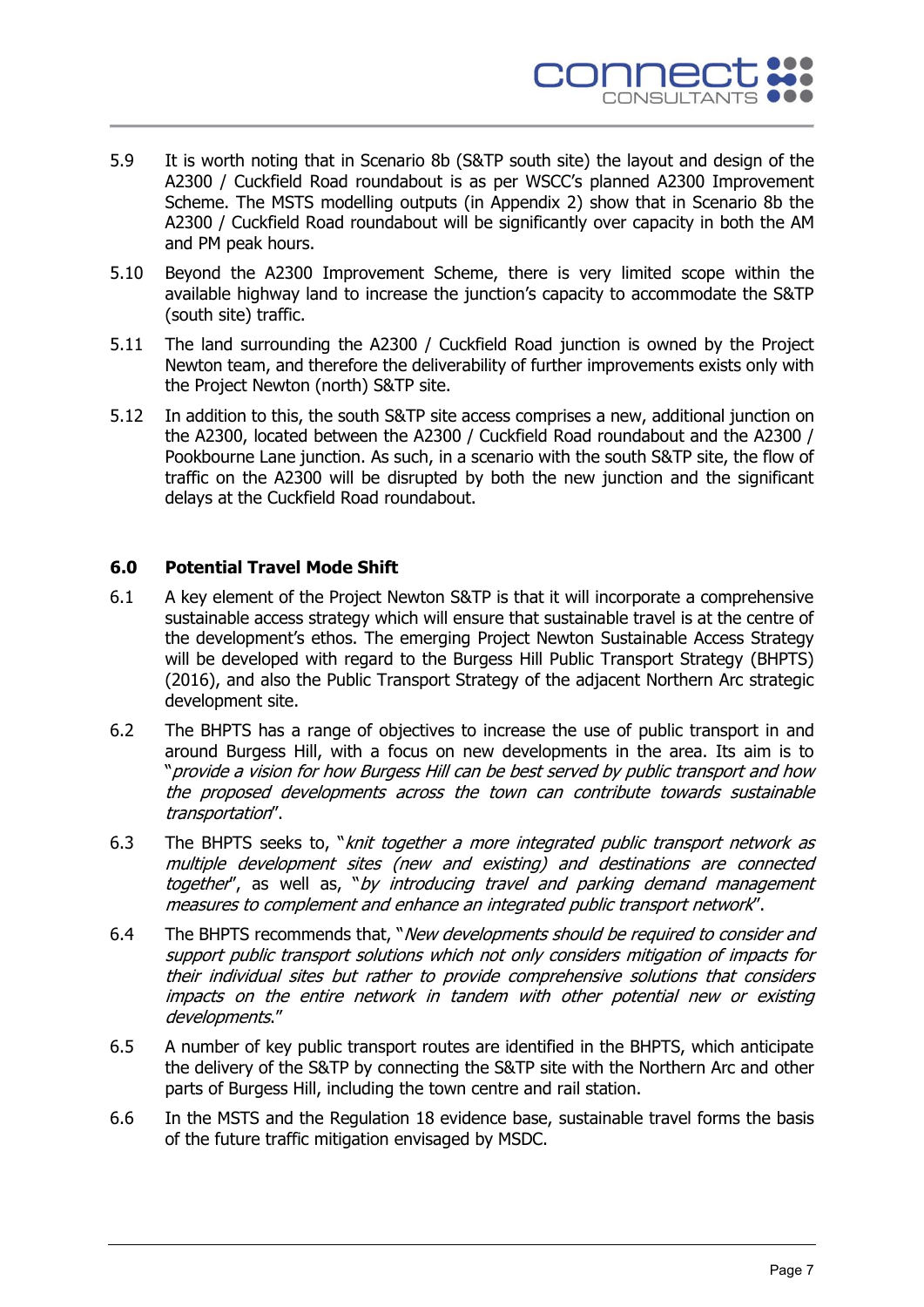5.9 It is worth noting that in Scenario 8b (S&TP south site) the layout and design of the A2300 / Cuckfield Road roundabout is as per WSCC's planned A2300 Improvement Scheme. The MSTS modelling outputs (in Appendix 2) show that in Scenario 8b the A2300 / Cuckfield Road roundabout will be significantly over capacity in both the AM and PM peak hours.

5.10 Beyond the A2300 Improvement Scheme, there is very limited scope within the available highway land to increase the junction's capacity to accommodate the S&TP (south site) traffic.

5.11 The land surrounding the A2300 / Cuckfield Road junction is owned by the Project Newton team, and therefore the deliverability of further improvements exists only with the Project Newton (north) S&TP site.

5.12 In addition to this, the south S&TP site access comprises a new, additional junction on the A2300, located between the A2300 / Cuckfield Road roundabout and the A2300 / Pookbourne Lane junction. As such, in a scenario with the south S&TP site, the flow of traffic on the A2300 will be disrupted by both the new junction and the significant delays at the Cuckfield Road roundabout.

## 6.0 Potential Travel Mode Shift

6.1 A key element of the Project Newton S&TP is that it will incorporate a comprehensive sustainable access strategy which will ensure that sustainable travel is at the centre of the development's ethos. The emerging Project Newton Sustainable Access Strategy will be developed with regard to the Burgess Hill Public Transport Strategy (BHPTS) (2016), and also the Public Transport Strategy of the adjacent Northern Arc strategic development site.

6.2 The BHPTS has a range of objectives to increase the use of public transport in and around Burgess Hill, with a focus on new developments in the area. Its aim is to "*provide a vision for how Burgess Hill can be best served by public transport and how the proposed developments across the town can contribute towards sustainable transportation*".

6.3 The BHPTS seeks to, "*knit together a more integrated public transport network as multiple development sites (new and existing) and destinations are connected together*", as well as, "*by introducing travel and parking demand management measures to complement and enhance an integrated public transport network*".

6.4 The BHPTS recommends that, "*New developments should be required to consider and support public transport solutions which not only considers mitigation of impacts for their individual sites but rather to provide comprehensive solutions that considers impacts on the entire network in tandem with other potential new or existing developments.*"

6.5 A number of key public transport routes are identified in the BHPTS, which anticipate the delivery of the S&TP by connecting the S&TP site with the Northern Arc and other parts of Burgess Hill, including the town centre and rail station.

6.6 In the MSTS and the Regulation 18 evidence base, sustainable travel forms the basis of the future traffic mitigation envisaged by MSDC.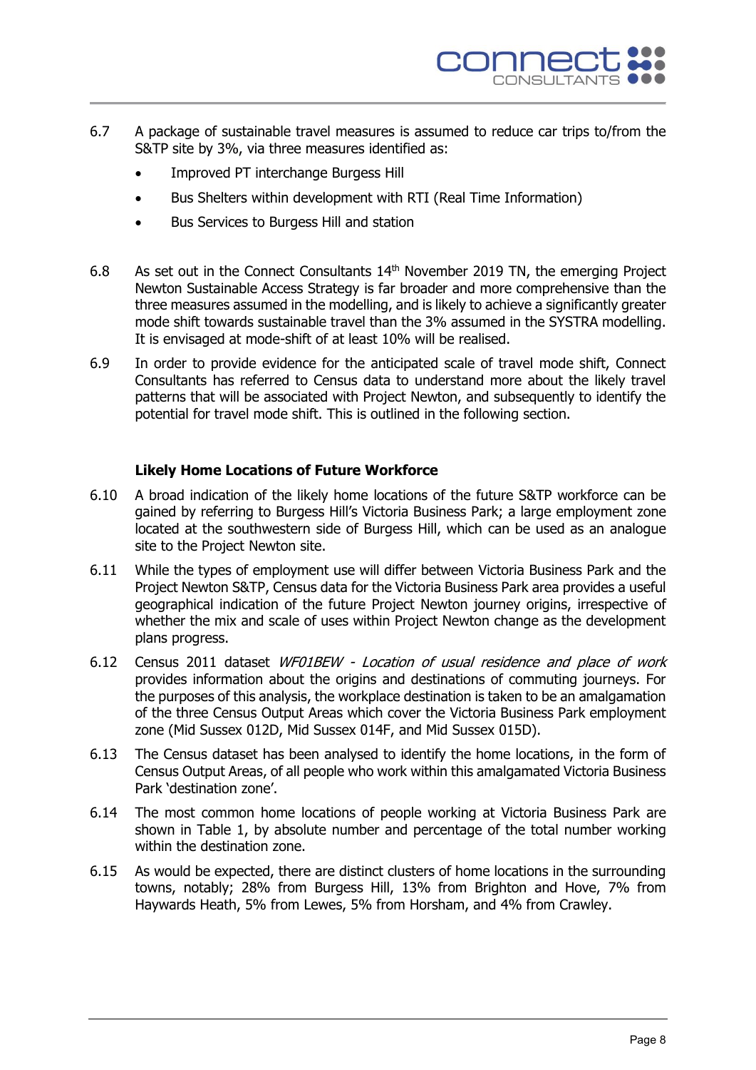6.7 A package of sustainable travel measures is assumed to reduce car trips to/from the S&TP site by 3%, via three measures identified as:

- Improved PT interchange Burgess Hill
- Bus Shelters within development with RTI (Real Time Information)
- Bus Services to Burgess Hill and station

6.8 As set out in the Connect Consultants 14th November 2019 TN, the emerging Project Newton Sustainable Access Strategy is far broader and more comprehensive than the three measures assumed in the modelling, and is likely to achieve a significantly greater mode shift towards sustainable travel than the 3% assumed in the SYSTRA modelling. It is envisaged at mode-shift of at least 10% will be realised.

6.9 In order to provide evidence for the anticipated scale of travel mode shift, Connect Consultants has referred to Census data to understand more about the likely travel patterns that will be associated with Project Newton, and subsequently to identify the potential for travel mode shift. This is outlined in the following section.

### Likely Home Locations of Future Workforce

6.10 A broad indication of the likely home locations of the future S&TP workforce can be gained by referring to Burgess Hill's Victoria Business Park; a large employment zone located at the southwestern side of Burgess Hill, which can be used as an analogue site to the Project Newton site.

6.11 While the types of employment use will differ between Victoria Business Park and the Project Newton S&TP, Census data for the Victoria Business Park area provides a useful geographical indication of the future Project Newton journey origins, irrespective of whether the mix and scale of uses within Project Newton change as the development plans progress.

6.12 Census 2011 dataset *WF01BEW - Location of usual residence and place of work* provides information about the origins and destinations of commuting journeys. For the purposes of this analysis, the workplace destination is taken to be an amalgamation of the three Census Output Areas which cover the Victoria Business Park employment zone (Mid Sussex 012D, Mid Sussex 014F, and Mid Sussex 015D).

6.13 The Census dataset has been analysed to identify the home locations, in the form of Census Output Areas, of all people who work within this amalgamated Victoria Business Park 'destination zone'.

6.14 The most common home locations of people working at Victoria Business Park are shown in Table 1, by absolute number and percentage of the total number working within the destination zone.

6.15 As would be expected, there are distinct clusters of home locations in the surrounding towns, notably; 28% from Burgess Hill, 13% from Brighton and Hove, 7% from Haywards Heath, 5% from Lewes, 5% from Horsham, and 4% from Crawley.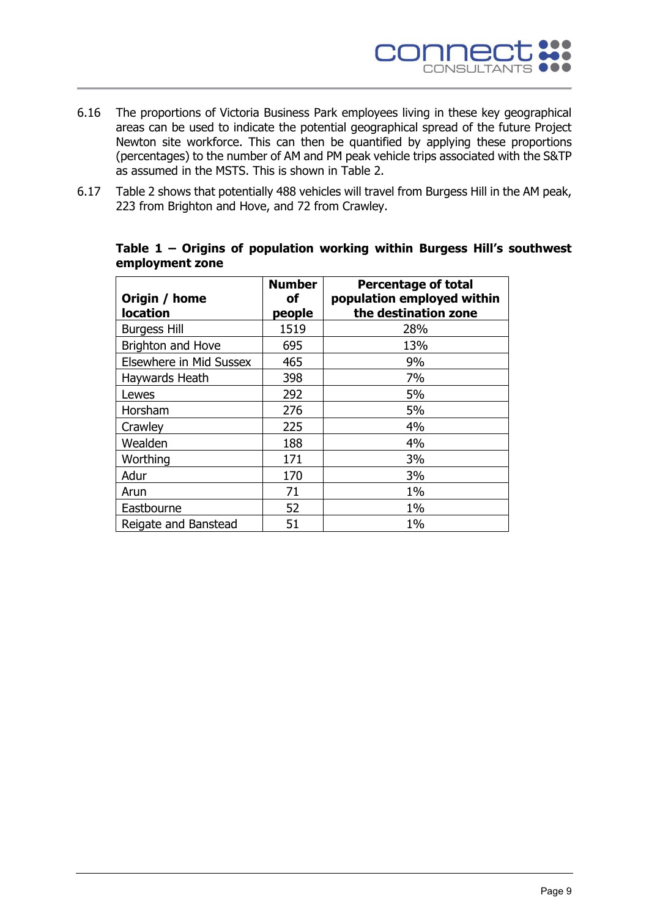6.16 The proportions of Victoria Business Park employees living in these key geographical areas can be used to indicate the potential geographical spread of the future Project Newton site workforce. This can then be quantified by applying these proportions (percentages) to the number of AM and PM peak vehicle trips associated with the S&TP as assumed in the MSTS. This is shown in Table 2.

6.17 Table 2 shows that potentially 488 vehicles will travel from Burgess Hill in the AM peak, 223 from Brighton and Hove, and 72 from Crawley.

**Table 1 – Origins of population working within Burgess Hill's southwest employment zone**

| Origin / home location | Number of people | Percentage of total population employed within the destination zone |
|---|---|---|
| Burgess Hill | 1519 | 28% |
| Brighton and Hove | 695 | 13% |
| Elsewhere in Mid Sussex | 465 | 9% |
| Haywards Heath | 398 | 7% |
| Lewes | 292 | 5% |
| Horsham | 276 | 5% |
| Crawley | 225 | 4% |
| Wealden | 188 | 4% |
| Worthing | 171 | 3% |
| Adur | 170 | 3% |
| Arun | 71 | 1% |
| Eastbourne | 52 | 1% |
| Reigate and Banstead | 51 | 1% |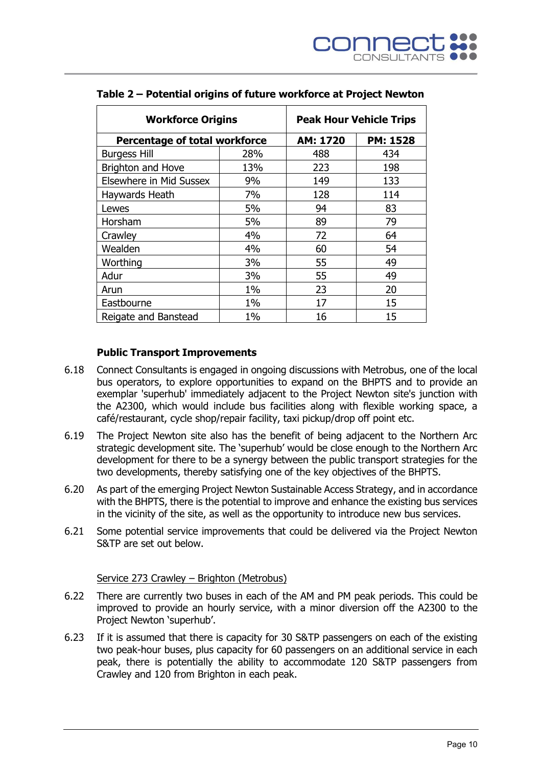**Table 2 – Potential origins of future workforce at Project Newton**

| Workforce Origins | | Peak Hour Vehicle Trips | |
|---|---|---|---|
| **Percentage of total workforce** | | **AM: 1720** | **PM: 1528** |
| Burgess Hill | 28% | 488 | 434 |
| Brighton and Hove | 13% | 223 | 198 |
| Elsewhere in Mid Sussex | 9% | 149 | 133 |
| Haywards Heath | 7% | 128 | 114 |
| Lewes | 5% | 94 | 83 |
| Horsham | 5% | 89 | 79 |
| Crawley | 4% | 72 | 64 |
| Wealden | 4% | 60 | 54 |
| Worthing | 3% | 55 | 49 |
| Adur | 3% | 55 | 49 |
| Arun | 1% | 23 | 20 |
| Eastbourne | 1% | 17 | 15 |
| Reigate and Banstead | 1% | 16 | 15 |

**Public Transport Improvements**

6.18 Connect Consultants is engaged in ongoing discussions with Metrobus, one of the local bus operators, to explore opportunities to expand on the BHPTS and to provide an exemplar 'superhub' immediately adjacent to the Project Newton site's junction with the A2300, which would include bus facilities along with flexible working space, a café/restaurant, cycle shop/repair facility, taxi pickup/drop off point etc.

6.19 The Project Newton site also has the benefit of being adjacent to the Northern Arc strategic development site. The 'superhub' would be close enough to the Northern Arc development for there to be a synergy between the public transport strategies for the two developments, thereby satisfying one of the key objectives of the BHPTS.

6.20 As part of the emerging Project Newton Sustainable Access Strategy, and in accordance with the BHPTS, there is the potential to improve and enhance the existing bus services in the vicinity of the site, as well as the opportunity to introduce new bus services.

6.21 Some potential service improvements that could be delivered via the Project Newton S&TP are set out below.

Service 273 Crawley – Brighton (Metrobus)

6.22 There are currently two buses in each of the AM and PM peak periods. This could be improved to provide an hourly service, with a minor diversion off the A2300 to the Project Newton 'superhub'.

6.23 If it is assumed that there is capacity for 30 S&TP passengers on each of the existing two peak-hour buses, plus capacity for 60 passengers on an additional service in each peak, there is potentially the ability to accommodate 120 S&TP passengers from Crawley and 120 from Brighton in each peak.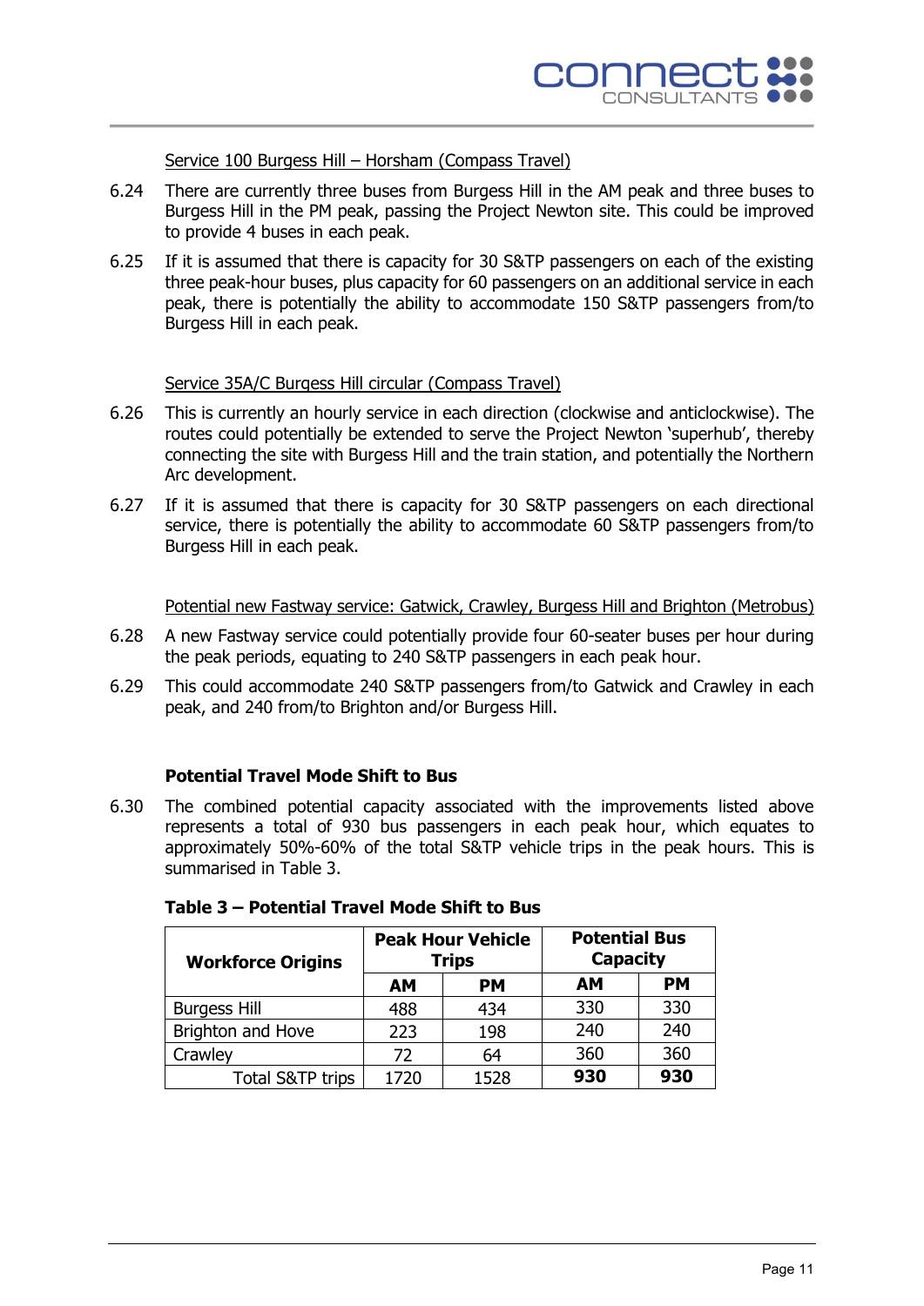Service 100 Burgess Hill – Horsham (Compass Travel)

6.24 There are currently three buses from Burgess Hill in the AM peak and three buses to Burgess Hill in the PM peak, passing the Project Newton site. This could be improved to provide 4 buses in each peak.

6.25 If it is assumed that there is capacity for 30 S&TP passengers on each of the existing three peak-hour buses, plus capacity for 60 passengers on an additional service in each peak, there is potentially the ability to accommodate 150 S&TP passengers from/to Burgess Hill in each peak.

Service 35A/C Burgess Hill circular (Compass Travel)

6.26 This is currently an hourly service in each direction (clockwise and anticlockwise). The routes could potentially be extended to serve the Project Newton 'superhub', thereby connecting the site with Burgess Hill and the train station, and potentially the Northern Arc development.

6.27 If it is assumed that there is capacity for 30 S&TP passengers on each directional service, there is potentially the ability to accommodate 60 S&TP passengers from/to Burgess Hill in each peak.

Potential new Fastway service: Gatwick, Crawley, Burgess Hill and Brighton (Metrobus)

6.28 A new Fastway service could potentially provide four 60-seater buses per hour during the peak periods, equating to 240 S&TP passengers in each peak hour.

6.29 This could accommodate 240 S&TP passengers from/to Gatwick and Crawley in each peak, and 240 from/to Brighton and/or Burgess Hill.

### Potential Travel Mode Shift to Bus

6.30 The combined potential capacity associated with the improvements listed above represents a total of 930 bus passengers in each peak hour, which equates to approximately 50%-60% of the total S&TP vehicle trips in the peak hours. This is summarised in Table 3.

**Table 3 – Potential Travel Mode Shift to Bus**

| Workforce Origins | Peak Hour Vehicle Trips | | Potential Bus Capacity | |
|---|---|---|---|---|
| | AM | PM | AM | PM |
| Burgess Hill | 488 | 434 | 330 | 330 |
| Brighton and Hove | 223 | 198 | 240 | 240 |
| Crawley | 72 | 64 | 360 | 360 |
| Total S&TP trips | 1720 | 1528 | **930** | **930** |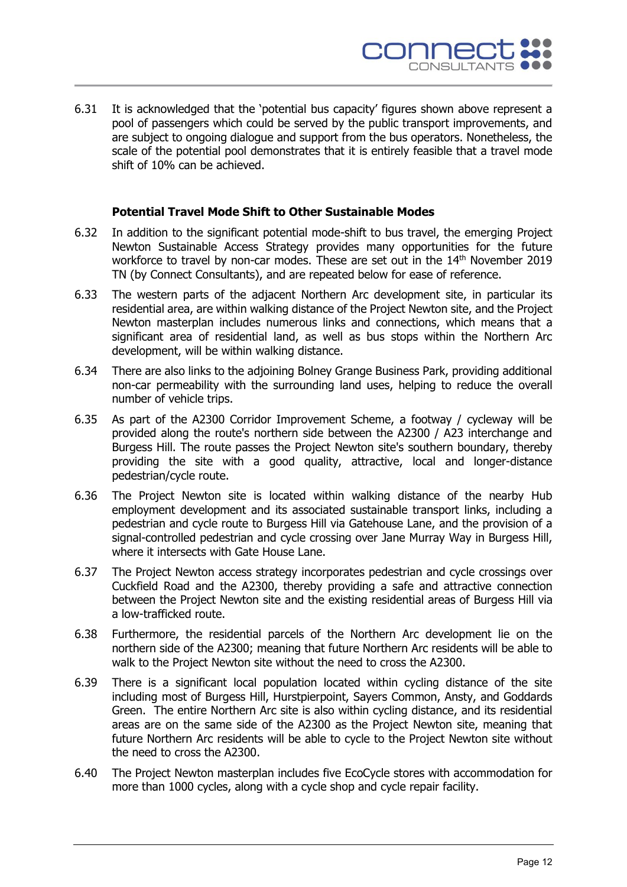6.31 It is acknowledged that the 'potential bus capacity' figures shown above represent a pool of passengers which could be served by the public transport improvements, and are subject to ongoing dialogue and support from the bus operators. Nonetheless, the scale of the potential pool demonstrates that it is entirely feasible that a travel mode shift of 10% can be achieved.

**Potential Travel Mode Shift to Other Sustainable Modes**

6.32 In addition to the significant potential mode-shift to bus travel, the emerging Project Newton Sustainable Access Strategy provides many opportunities for the future workforce to travel by non-car modes. These are set out in the 14th November 2019 TN (by Connect Consultants), and are repeated below for ease of reference.

6.33 The western parts of the adjacent Northern Arc development site, in particular its residential area, are within walking distance of the Project Newton site, and the Project Newton masterplan includes numerous links and connections, which means that a significant area of residential land, as well as bus stops within the Northern Arc development, will be within walking distance.

6.34 There are also links to the adjoining Bolney Grange Business Park, providing additional non-car permeability with the surrounding land uses, helping to reduce the overall number of vehicle trips.

6.35 As part of the A2300 Corridor Improvement Scheme, a footway / cycleway will be provided along the route's northern side between the A2300 / A23 interchange and Burgess Hill. The route passes the Project Newton site's southern boundary, thereby providing the site with a good quality, attractive, local and longer-distance pedestrian/cycle route.

6.36 The Project Newton site is located within walking distance of the nearby Hub employment development and its associated sustainable transport links, including a pedestrian and cycle route to Burgess Hill via Gatehouse Lane, and the provision of a signal-controlled pedestrian and cycle crossing over Jane Murray Way in Burgess Hill, where it intersects with Gate House Lane.

6.37 The Project Newton access strategy incorporates pedestrian and cycle crossings over Cuckfield Road and the A2300, thereby providing a safe and attractive connection between the Project Newton site and the existing residential areas of Burgess Hill via a low-trafficked route.

6.38 Furthermore, the residential parcels of the Northern Arc development lie on the northern side of the A2300; meaning that future Northern Arc residents will be able to walk to the Project Newton site without the need to cross the A2300.

6.39 There is a significant local population located within cycling distance of the site including most of Burgess Hill, Hurstpierpoint, Sayers Common, Ansty, and Goddards Green. The entire Northern Arc site is also within cycling distance, and its residential areas are on the same side of the A2300 as the Project Newton site, meaning that future Northern Arc residents will be able to cycle to the Project Newton site without the need to cross the A2300.

6.40 The Project Newton masterplan includes five EcoCycle stores with accommodation for more than 1000 cycles, along with a cycle shop and cycle repair facility.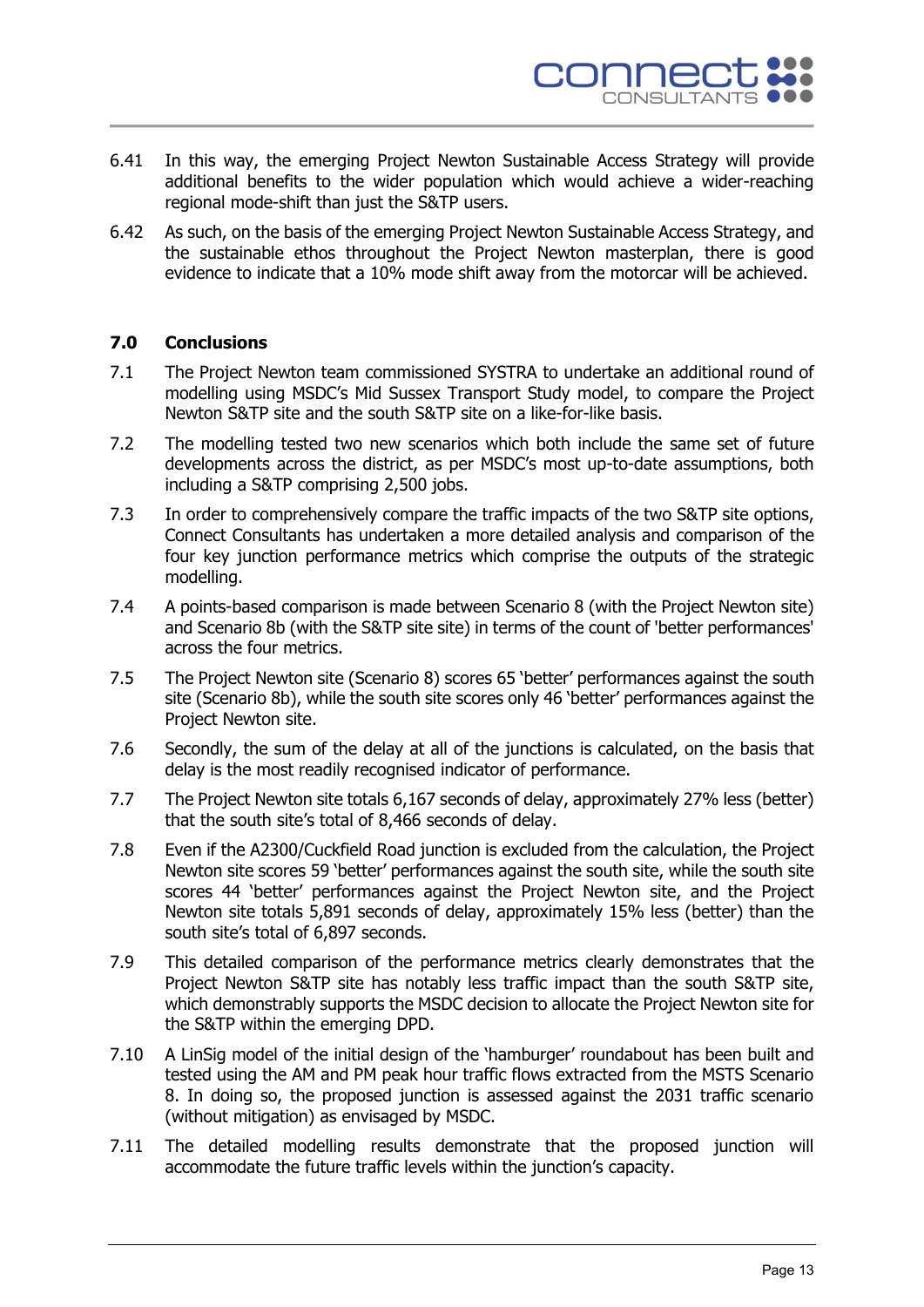6.41 In this way, the emerging Project Newton Sustainable Access Strategy will provide additional benefits to the wider population which would achieve a wider-reaching regional mode-shift than just the S&TP users.

6.42 As such, on the basis of the emerging Project Newton Sustainable Access Strategy, and the sustainable ethos throughout the Project Newton masterplan, there is good evidence to indicate that a 10% mode shift away from the motorcar will be achieved.

## 7.0 Conclusions

7.1 The Project Newton team commissioned SYSTRA to undertake an additional round of modelling using MSDC's Mid Sussex Transport Study model, to compare the Project Newton S&TP site and the south S&TP site on a like-for-like basis.

7.2 The modelling tested two new scenarios which both include the same set of future developments across the district, as per MSDC's most up-to-date assumptions, both including a S&TP comprising 2,500 jobs.

7.3 In order to comprehensively compare the traffic impacts of the two S&TP site options, Connect Consultants has undertaken a more detailed analysis and comparison of the four key junction performance metrics which comprise the outputs of the strategic modelling.

7.4 A points-based comparison is made between Scenario 8 (with the Project Newton site) and Scenario 8b (with the S&TP site site) in terms of the count of 'better performances' across the four metrics.

7.5 The Project Newton site (Scenario 8) scores 65 'better' performances against the south site (Scenario 8b), while the south site scores only 46 'better' performances against the Project Newton site.

7.6 Secondly, the sum of the delay at all of the junctions is calculated, on the basis that delay is the most readily recognised indicator of performance.

7.7 The Project Newton site totals 6,167 seconds of delay, approximately 27% less (better) that the south site's total of 8,466 seconds of delay.

7.8 Even if the A2300/Cuckfield Road junction is excluded from the calculation, the Project Newton site scores 59 'better' performances against the south site, while the south site scores 44 'better' performances against the Project Newton site, and the Project Newton site totals 5,891 seconds of delay, approximately 15% less (better) than the south site's total of 6,897 seconds.

7.9 This detailed comparison of the performance metrics clearly demonstrates that the Project Newton S&TP site has notably less traffic impact than the south S&TP site, which demonstrably supports the MSDC decision to allocate the Project Newton site for the S&TP within the emerging DPD.

7.10 A LinSig model of the initial design of the 'hamburger' roundabout has been built and tested using the AM and PM peak hour traffic flows extracted from the MSTS Scenario 8. In doing so, the proposed junction is assessed against the 2031 traffic scenario (without mitigation) as envisaged by MSDC.

7.11 The detailed modelling results demonstrate that the proposed junction will accommodate the future traffic levels within the junction's capacity.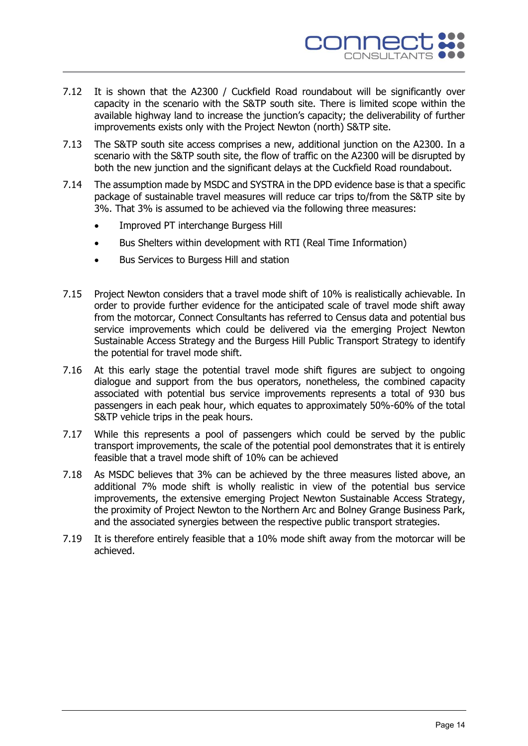7.12 It is shown that the A2300 / Cuckfield Road roundabout will be significantly over capacity in the scenario with the S&TP south site. There is limited scope within the available highway land to increase the junction's capacity; the deliverability of further improvements exists only with the Project Newton (north) S&TP site.

7.13 The S&TP south site access comprises a new, additional junction on the A2300. In a scenario with the S&TP south site, the flow of traffic on the A2300 will be disrupted by both the new junction and the significant delays at the Cuckfield Road roundabout.

7.14 The assumption made by MSDC and SYSTRA in the DPD evidence base is that a specific package of sustainable travel measures will reduce car trips to/from the S&TP site by 3%. That 3% is assumed to be achieved via the following three measures:

- Improved PT interchange Burgess Hill
- Bus Shelters within development with RTI (Real Time Information)
- Bus Services to Burgess Hill and station

7.15 Project Newton considers that a travel mode shift of 10% is realistically achievable. In order to provide further evidence for the anticipated scale of travel mode shift away from the motorcar, Connect Consultants has referred to Census data and potential bus service improvements which could be delivered via the emerging Project Newton Sustainable Access Strategy and the Burgess Hill Public Transport Strategy to identify the potential for travel mode shift.

7.16 At this early stage the potential travel mode shift figures are subject to ongoing dialogue and support from the bus operators, nonetheless, the combined capacity associated with potential bus service improvements represents a total of 930 bus passengers in each peak hour, which equates to approximately 50%-60% of the total S&TP vehicle trips in the peak hours.

7.17 While this represents a pool of passengers which could be served by the public transport improvements, the scale of the potential pool demonstrates that it is entirely feasible that a travel mode shift of 10% can be achieved

7.18 As MSDC believes that 3% can be achieved by the three measures listed above, an additional 7% mode shift is wholly realistic in view of the potential bus service improvements, the extensive emerging Project Newton Sustainable Access Strategy, the proximity of Project Newton to the Northern Arc and Bolney Grange Business Park, and the associated synergies between the respective public transport strategies.

7.19 It is therefore entirely feasible that a 10% mode shift away from the motorcar will be achieved.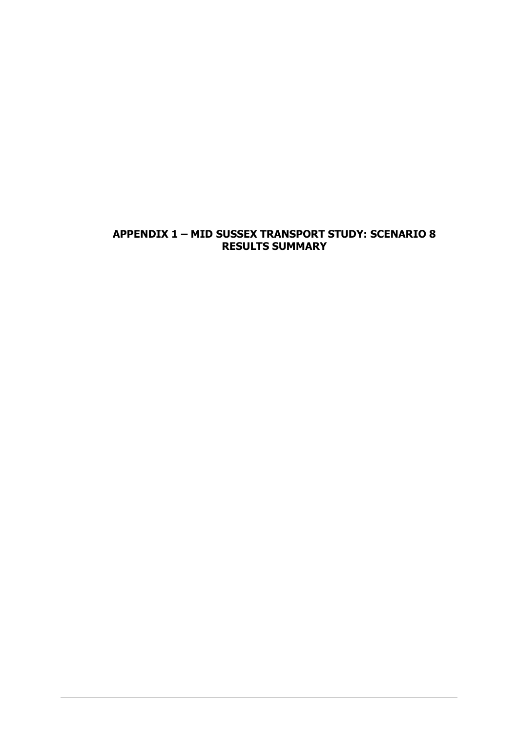# APPENDIX 1 – MID SUSSEX TRANSPORT STUDY: SCENARIO 8 RESULTS SUMMARY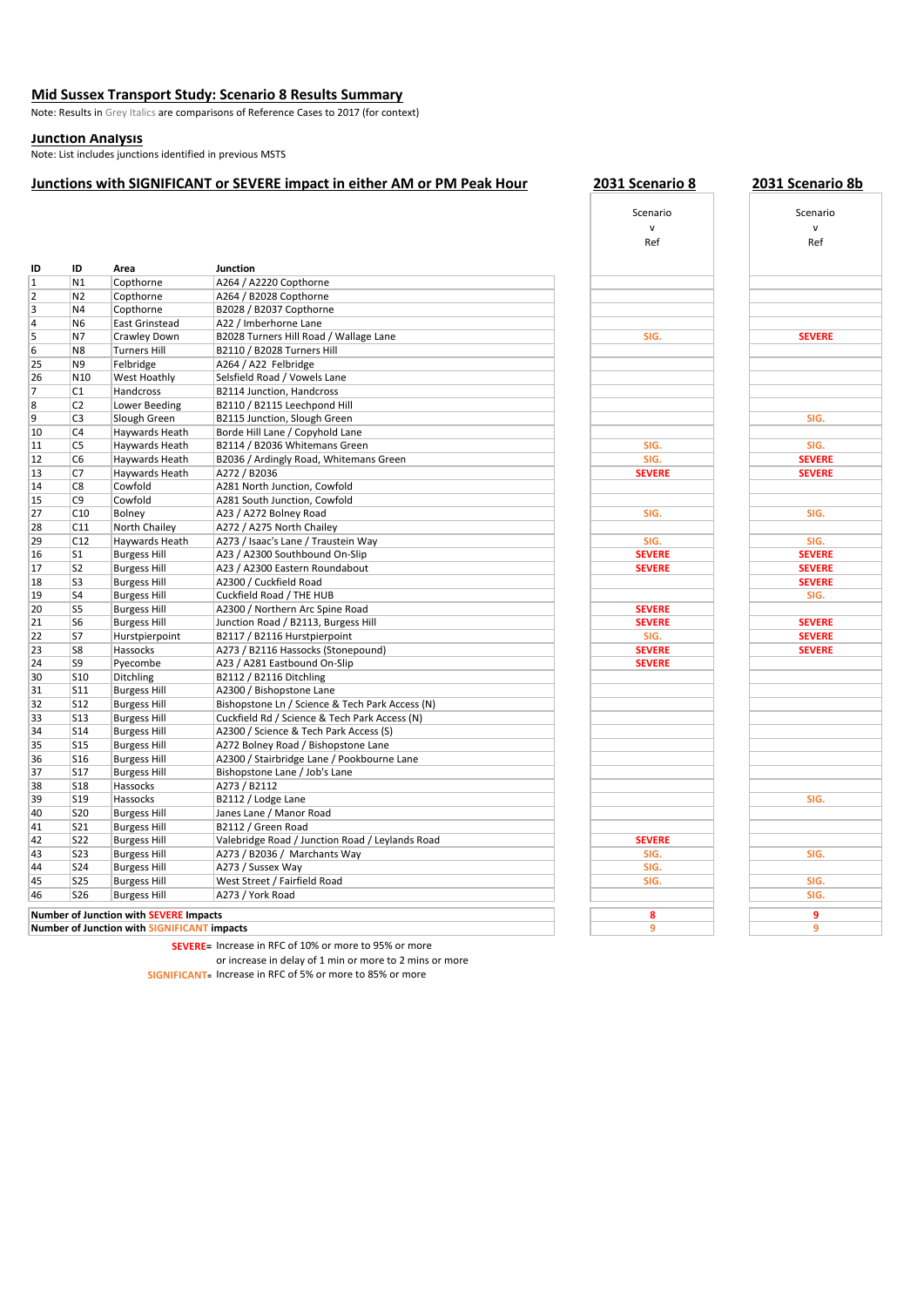## Mid Sussex Transport Study: Scenario 8 Results Summary

Note: Results in *Grey Italics* are comparisons of Reference Cases to 2017 (for context)

### Junction Analysis

Note: List includes junctions identified in previous MSTS

### Junctions with SIGNIFICANT or SEVERE impact in either AM or PM Peak Hour

| ID | ID | Area | Junction | 2031 Scenario 8<br>Scenario v Ref | 2031 Scenario 8b<br>Scenario v Ref |
|---|---|---|---|---|---|
| 1 | N1 | Copthorne | A264 / A2220 Copthorne | | |
| 2 | N2 | Copthorne | A264 / B2028 Copthorne | | |
| 3 | N4 | Copthorne | B2028 / B2037 Copthorne | | |
| 4 | N6 | East Grinstead | A22 / Imberhorne Lane | | |
| 5 | N7 | Crawley Down | B2028 Turners Hill Road / Wallage Lane | SIG. | SEVERE |
| 6 | N8 | Turners Hill | B2110 / B2028 Turners Hill | | |
| 25 | N9 | Felbridge | A264 / A22 Felbridge | | |
| 26 | N10 | West Hoathly | Selsfield Road / Vowels Lane | | |
| 7 | C1 | Handcross | B2114 Junction, Handcross | | |
| 8 | C2 | Lower Beeding | B2110 / B2115 Leechpond Hill | | |
| 9 | C3 | Slough Green | B2115 Junction, Slough Green | | SIG. |
| 10 | C4 | Haywards Heath | Borde Hill Lane / Copyhold Lane | | |
| 11 | C5 | Haywards Heath | B2114 / B2036 Whitemans Green | SIG. | SIG. |
| 12 | C6 | Haywards Heath | B2036 / Ardingly Road, Whitemans Green | SIG. | SEVERE |
| 13 | C7 | Haywards Heath | A272 / B2036 | SEVERE | SEVERE |
| 14 | C8 | Cowfold | A281 North Junction, Cowfold | | |
| 15 | C9 | Cowfold | A281 South Junction, Cowfold | | |
| 27 | C10 | Bolney | A23 / A272 Bolney Road | SIG. | SIG. |
| 28 | C11 | North Chailey | A272 / A275 North Chailey | | |
| 29 | C12 | Haywards Heath | A273 / Isaac's Lane / Traustein Way | SIG. | SIG. |
| 16 | S1 | Burgess Hill | A23 / A2300 Southbound On-Slip | SEVERE | SEVERE |
| 17 | S2 | Burgess Hill | A23 / A2300 Eastern Roundabout | SEVERE | SEVERE |
| 18 | S3 | Burgess Hill | A2300 / Cuckfield Road | | SEVERE |
| 19 | S4 | Burgess Hill | Cuckfield Road / THE HUB | | SIG. |
| 20 | S5 | Burgess Hill | A2300 / Northern Arc Spine Road | SEVERE | |
| 21 | S6 | Burgess Hill | Junction Road / B2113, Burgess Hill | SEVERE | SEVERE |
| 22 | S7 | Hurstpierpoint | B2117 / B2116 Hurstpierpoint | SIG. | SEVERE |
| 23 | S8 | Hassocks | A273 / B2116 Hassocks (Stonepound) | SEVERE | SEVERE |
| 24 | S9 | Pyecombe | A23 / A281 Eastbound On-Slip | SEVERE | |
| 30 | S10 | Ditchling | B2112 / B2116 Ditchling | | |
| 31 | S11 | Burgess Hill | A2300 / Bishopstone Lane | | |
| 32 | S12 | Burgess Hill | Bishopstone Ln / Science & Tech Park Access (N) | | |
| 33 | S13 | Burgess Hill | Cuckfield Rd / Science & Tech Park Access (N) | | |
| 34 | S14 | Burgess Hill | A2300 / Science & Tech Park Access (S) | | |
| 35 | S15 | Burgess Hill | A272 Bolney Road / Bishopstone Lane | | |
| 36 | S16 | Burgess Hill | A2300 / Stairbridge Lane / Pookbourne Lane | | |
| 37 | S17 | Burgess Hill | Bishopstone Lane / Job's Lane | | |
| 38 | S18 | Hassocks | A273 / B2112 | | |
| 39 | S19 | Hassocks | B2112 / Lodge Lane | | SIG. |
| 40 | S20 | Burgess Hill | Janes Lane / Manor Road | | |
| 41 | S21 | Burgess Hill | B2112 / Green Road | | |
| 42 | S22 | Burgess Hill | Valebridge Road / Junction Road / Leylands Road | SEVERE | |
| 43 | S23 | Burgess Hill | A273 / B2036 / Marchants Way | SIG. | SIG. |
| 44 | S24 | Burgess Hill | A273 / Sussex Way | SIG. | |
| 45 | S25 | Burgess Hill | West Street / Fairfield Road | SIG. | SIG. |
| 46 | S26 | Burgess Hill | A273 / York Road | | SIG. |
| **Number of Junction with SEVERE Impacts** | | | | 8 | 9 |
| **Number of Junction with SIGNIFICANT impacts** | | | | 9 | 9 |

**SEVERE**= Increase in RFC of 10% or more to 95% or more or increase in delay of 1 min or more to 2 mins or more

**SIGNIFICANT**= Increase in RFC of 5% or more to 85% or more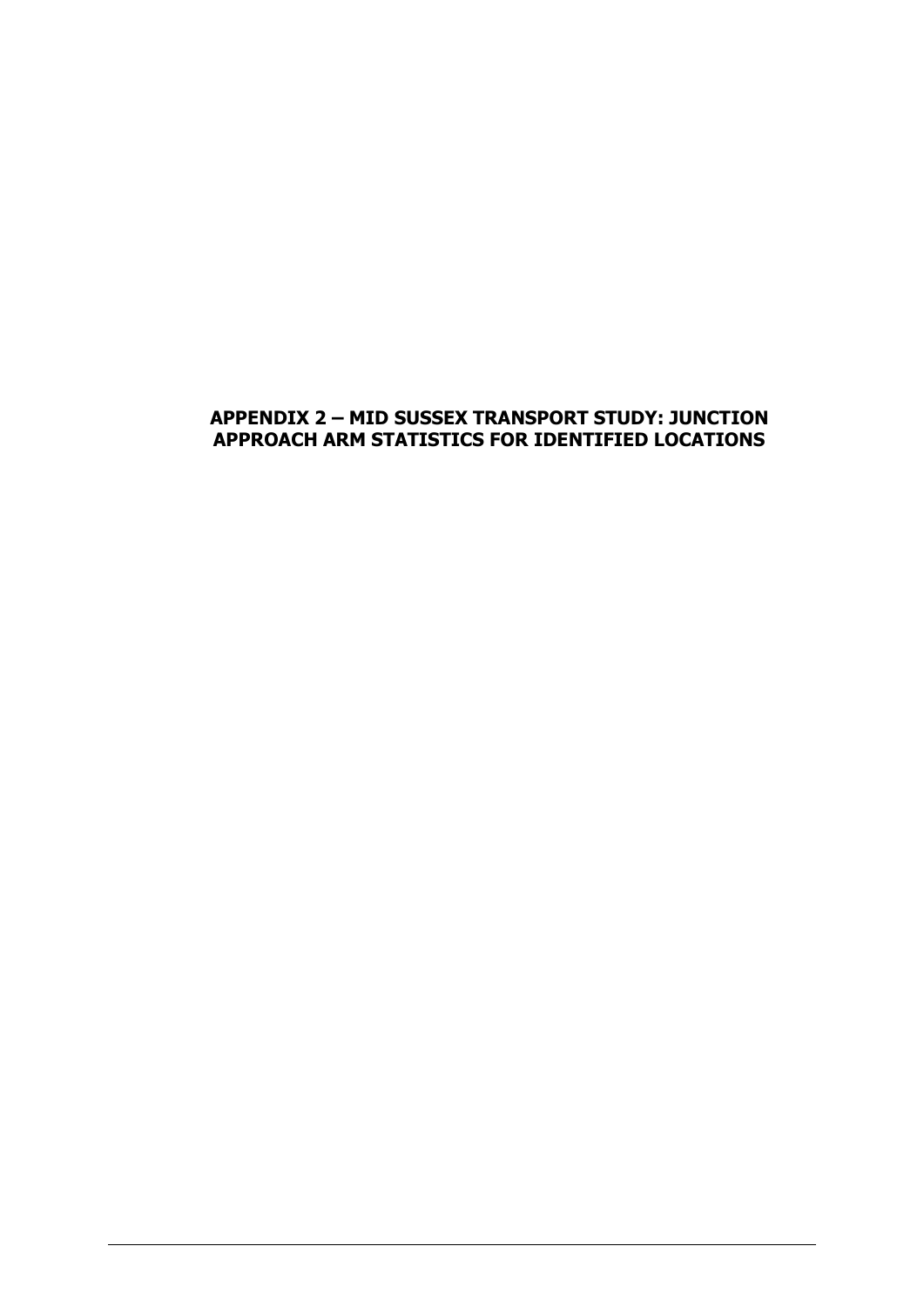## APPENDIX 2 – MID SUSSEX TRANSPORT STUDY: JUNCTION APPROACH ARM STATISTICS FOR IDENTIFIED LOCATIONS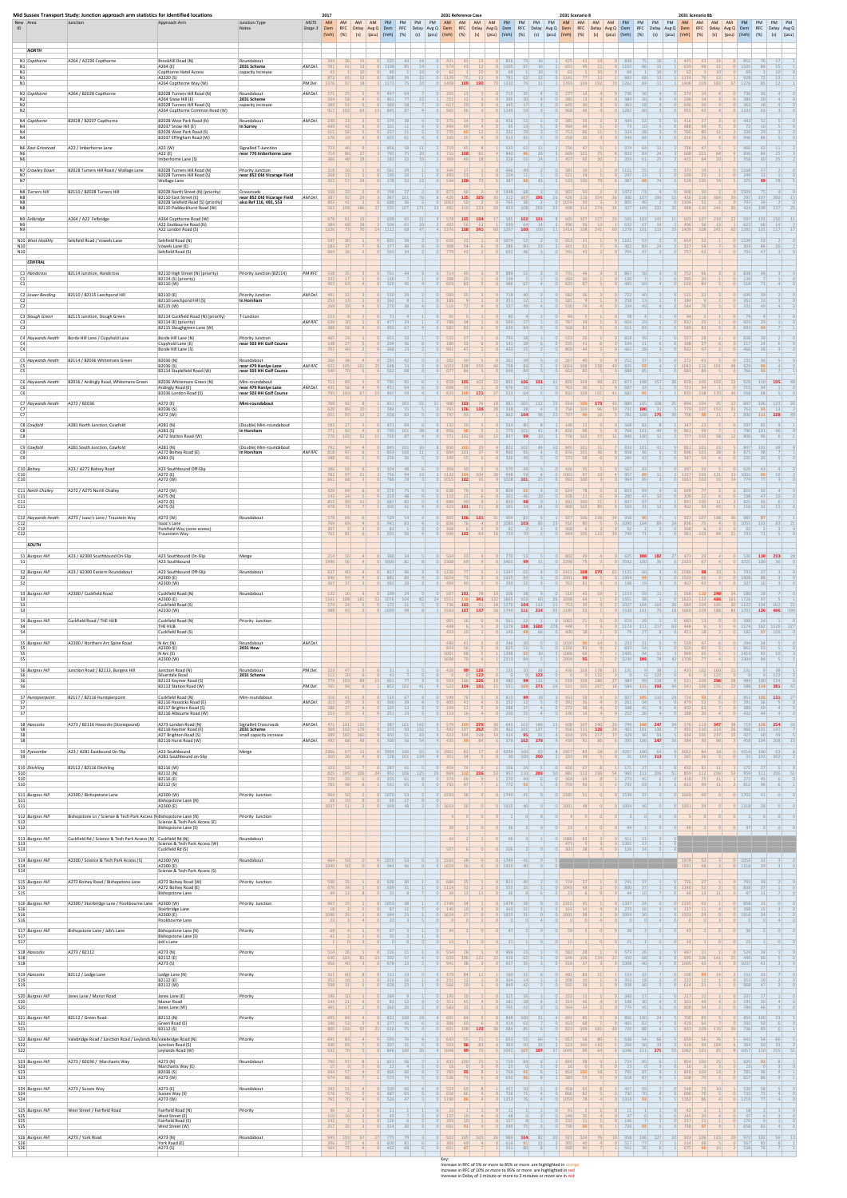# Mid Sussex Transport Study: Junction approach arm statistics for identified locations

Column groups: New ID | Area | Junction | Approach Arm | Junction Type | Notes | MSTS Stage 3 | 2017 | 2031 Reference Case | 2031 Scenario 8 | 2031 Scenario 8b

Sub-columns for each scenario: AM Dem (Veh) | AM RFC (%) | AM Delay (s) | AM Avg Q (pcu) | PM Dem (Veh) | PM RFC (%) | PM Delay (s) | PM Avg Q (pcu)

The numeric values in this table are not legible at the available resolution and are not reproduced.

## NORTH

| New ID | Area | Junction | Approach Arm | Junction Type | Notes | MSTS Stage 3 |
|---|---|---|---|---|---|---|
| N1 | Copthorne | A264 / A2220 Copthorne | Brookhill Road (N) | Roundabout | | |
| N1 | | | A264 (E) | 2031 Scheme | | AM Del. |
| N1 | | | Copthorne Hotel Access | capacity increase | | |
| N1 | | | A2220 (S) | | | |
| N1 | | | A264 Copthorne Way (W) | | | PM Del. |
| N2 | Copthorne | A264 / B2028 Copthorne | B2028 Turners Hill Road (N) | Roundabout | | AM Del. |
| N2 | | | A264 Snow Hill (E) | 2031 Scheme | | |
| N2 | | | B2028 Turners Hill Road (S) | capacity increase | | |
| N2 | | | A264 Copthorne Common Road (W) | | | |
| N4 | Copthorne | B2028 / B2037 Copthorne | B2028 West Park Road (N) | Roundabout | | AM Del. |
| N4 | | | B2037 Snow Hill (E) | In Surrey | | |
| N4 | | | B2028 West Park Road (S) | | | |
| N4 | | | B2037 Effingham Road (W) | | | |
| N6 | East Grinstead | A22 / Imberhorne Lane | A22 (W) | Signalled T-Junction | | |
| N6 | | | A22 (E) | near 770 Imberhorne Lane | | |
| N6 | | | Imberhorne Lane (S) | | | |
| N7 | Crawley Down | B2028 Turners Hill Road / Wallage Lane | B2028 Turners Hill Road (N) | Priority Junction | | |
| N7 | | | B2028 Turners Hill Road (S) | near 852 Old Vicarage Field | | |
| N7 | | | Wallage Lane | | | |
| N8 | Turners Hill | B2110 / B2028 Turners Hill | B2028 North Street (N) (priority) | Crossroads | | |
| N8 | | | B2110 East Street (E) | near 852 Old Vicarage Field | | AM Del. |
| N8 | | | B2028 Selsfield Road (S) (priority) | also Ref 116, 492, 553 | | |
| N8 | | | B2110 Paddockhurst Road (W) | | | |
| N9 | Felbridge | A264 / A22 Felbridge | A264 Copthorne Road (W) | Signals | | |
| N9 | | | A22 Eastbourne Road (N) | | | |
| N9 | | | A22 London Road (S) | | | |
| N10 | West Hoathly | Selsfield Road / Vowels Lane | Selsfield Road (N) | Priority Junction | | |
| N10 | | | Vowels Lane (E) | | | |
| N10 | | | Selsfield Road (S) | | | |

## CENTRAL

| New ID | Area | Junction | Approach Arm | Junction Type | Notes | MSTS Stage 3 |
|---|---|---|---|---|---|---|
| C1 | Handcross | B2114 Junction, Handcross | B2110 High Street (N) (priority) | Priority Junction (B2114) | | PM RFC |
| C1 | | | B2114 (S) (priority) | | | |
| C1 | | | B2110 (W) | | | |
| C2 | Lower Beeding | B2110 / B2115 Leechpond Hill | B2110 (E) | Priority Junction | | AM Del. |
| C2 | | | B2110 Leechpond Hill (S) | In Horsham | | |
| C2 | | | B2115 (W) | | | |
| C3 | Slough Green | B2115 Junction, Slough Green | B2114 Cuckfield Road (N) (priority) | T-Junction | | |
| C3 | | | B2114 (E) (priority) | | | |
| C3 | | | B2115 Sloughgreen Lane (W) | | | |
| C4 | Haywards Heath | Borde Hill Lane / Copyhold Lane | Borde Hill Lane (N) | Priority Junction | | |
| C4 | | | Copyhold Lane (E) | near 503 HH Golf Course | | |
| C4 | | | Borde Hill Lane (S) | | | |
| C5 | Haywards Heath | B2114 / B2036 Whitemans Green | B2036 (N) | Roundabout | | |
| C5 | | | B2036 (S) | near 479 Henfye Lane | | AM RFC |
| C5 | | | B2114 Staplefield Road (W) | near 503 HH Golf Course | | |
| C6 | Haywards Heath | B2036 / Ardingly Road, Whitemans Green | B2036 Whitemans Green (N) | Mini-roundabout | | |
| C6 | | | Ardingly Road (E) | near 479 Henfye Lane | | AM Del. |
| C6 | | | B2036 London Road (S) | near 503 HH Golf Course | | |
| C7 | Haywards Heath | A272 / B2036 | A272 (E) | Mini-roundabout | | |
| C7 | | | B2036 (S) | | | |
| C7 | | | A272 (W) | | | |
| C8 | Cowfold | A281 North Junction, Cowfold | A281 (N) | (Double) Mini-roundabout | | |
| C8 | | | A281 (S) | In Horsham | | |
| C8 | | | A272 Station Road (W) | | | |
| C9 | Cowfold | A281 South Junction, Cowfold | A281 (N) | (Double) Mini-roundabout | | |
| C9 | | | A272 Bolney Road (E) | In Horsham | | AM RFC |
| C9 | | | A281 (S) | | | |
| C10 | Bolney | A23 / A272 Bolney Road | A23 Southbound Off-Slip | Roundabout | | |
| C10 | | | A272 (E) | | | |
| C10 | | | A272 (W) | | | |
| C11 | North Chailey | A272 / A275 North Chailey | A272 (W) | | | |
| C11 | | | A275 (N) | | | |
| C11 | | | A272 (E) | | | |
| C11 | | | A275 (S) | | | |
| C12 | Haywards Heath | A273 / Isaac's Lane / Traunstein Way | A273 (W) | Roundabout | | |
| C12 | | | Isaac's Lane | | | |
| C12 | | | Parkfield Way (zone access) | | | |
| C12 | | | Traunstein Way | | | |

## SOUTH

| New ID | Area | Junction | Approach Arm | Junction Type | Notes | MSTS Stage 3 |
|---|---|---|---|---|---|---|
| S1 | Burgess Hill | A23 / A2300 Southbound On-Slip | A23 Southbound On-Slip | Merge | | |
| S1 | | | A23 Southbound | | | |
| S2 | Burgess Hill | A23 / A2300 Eastern Roundabout | A23 Southbound Off-Slip | Roundabout | | |
| S2 | | | A2300 (E) | | | |
| S2 | | | A23 Northbound On-Slip | | | |
| S2 | | | A2300 (W) | | | |
| S3 | Burgess Hill | A2300 / Cuckfield Road | Cuckfield Road (N) | Roundabout | | |
| S3 | | | A2300 (E) | | | |
| S3 | | | Cuckfield Road (S) | | | |
| S3 | | | A2300 (W) | | | |
| S4 | Burgess Hill | Cuckfield Road / THE HUB | Cuckfield Road (N) | Priority Junction | | |
| S4 | | | THE HUB | | | |
| S4 | | | Cuckfield Road (S) | | | |
| S5 | Burgess Hill | A2300 / Northern Arc Spine Road | N Arc (N) | Roundabout | | AM Del. |
| S5 | | | A2300 (E) | 2031 New | | |
| S5 | | | N Arc (S) | | | |
| S5 | | | A2300 (W) | | | |
| S6 | Burgess Hill | Junction Road / B2113, Burgess Hill | Junction Road (N) | Roundabout | | PM Del. |
| S6 | | | Silverdale Road | 2031 Scheme | | |
| S6 | | | B2113 Keymer Road (S) | | | |
| S6 | | | B2113 Station Road (W) | | | PM Del. |
| S7 | Hurstpierpoint | B2117 / B2116 Hurstpierpoint | Cuckfield Road (N) | Mini-roundabout | | |
| S7 | | | B2116 Hassocks Road (E) | | | AM Del. |
| S7 | | | B2117 Brighton Road (S) | | | |
| S7 | | | B2116 Albourne Road (W) | | | |
| S8 | Hassocks | A273 / B2116 Hassocks (Stonepound) | A273 London Road (N) | Signalled Crossroads | | AM Del. |
| S8 | | | B2116 Keymer Road (E) | 2031 Scheme | | |
| S8 | | | A273 Brighton Road (S) | small capacity increase | | |
| S8 | | | B2116 Hurst Road (W) | | | AM Del. |
| S9 | Pyecombe | A23 / A2881 Eastbound On-Slip | A23 Southbound | Merge | | |
| S9 | | | A2881 Southbound on-Slip | | | |
| S10 | Ditchling | B2112 / B2116 Ditchling | B2116 (W) | Roundabout | | |
| S10 | | | B2112 (N) | | | |
| S10 | | | B2116 (E) | | | |
| S10 | | | B2112 (S) | | | |
| S11 | Burgess Hill | A2300 / Bishopstone Lane | A2300 (W) | Priority Junction | | |
| S11 | | | Bishopstone Lane | | | |
| S11 | | | A2300 (E) | | | |
| S12 | Burgess Hill | Bishopstone Ln / Science & Tech Park Access (N) | Bishopstone Lane (N) | Priority Junction | | |
| S12 | | | Science & Tech Park Access (E) | | | |
| S12 | | | Bishopstone Lane (S) | | | |
| S13 | Burgess Hill | Cuckfield Rd / Science & Tech Park Access (S) | Cuckfield Rd (N) | Roundabout | | |
| S13 | | | Science & Tech Park Access (E) | | | |
| S13 | | | Cuckfield Rd (S) | | | |
| S14 | Burgess Hill | A2300 / Science & Tech Park Access (S) | A2300 (W) | Roundabout | | |
| S14 | | | A2300 (E) | | | |
| S14 | | | Science & Tech Park Access (S) | | | |
| S15 | Burgess Hill | A272 Bolney Road / Bishopstone Lane | A272 Bolney Road (W) | Priority Junction | | |
| S15 | | | A272 Bolney Road (E) | | | |
| S15 | | | Bishopstone Lane | | | |
| S16 | Burgess Hill | A2300 / Stairbridge Lane / Pookbourne Lane | A2300 (W) | Priority Junction | | |
| S16 | | | Stairbridge Lane | | | |
| S16 | | | A2300 (E) | | | |
| S16 | | | Pookbourne Lane | | | |
| S17 | Burgess Hill | Bishopstone Lane / Job's Lane | Bishopstone Lane (N) | Priority | | |
| S17 | | | Bishopstone Lane (S) | | | |
| S17 | | | Job's Lane | | | |
| S18 | Hassocks | A273 / B2112 | A273 (N) | Priority | | |
| S18 | | | B2112 (E) | | | |
| S18 | | | A273 (S) | | | |
| S19 | Hassocks | B2112 / Lodge Lane | Lodge Lane (N) | Priority | | |
| S19 | | | B2112 (E) | | | |
| S19 | | | B2112 (W) | | | |
| S20 | Burgess Hill | Jones Lane / Manor Road | Jones Lane (E) | Priority | | |
| S20 | | | Manor Road | | | |
| S20 | | | Jones Lane (W) | | | |
| S21 | Burgess Hill | B2112 / Green Road | B2112 (N) | Priority | | |
| S21 | | | Green Road (E) | | | |
| S21 | | | B2112 (S) | | | |
| S22 | Burgess Hill | Valebridge Road / Junction Road / Leylands Road | Valebridge Road (N) | Priority | | |
| S22 | | | Junction Road (S) | | | |
| S22 | | | Leylands Road (W) | | | |
| S23 | Burgess Hill | A273 / B2036 / Marchants Way | A273 (N) | Priority | | |
| S23 | | | Marchants Way (E) | | | |
| S23 | | | B2036 (S) | | | |
| S23 | | | A273 (W) | | | |
| S24 | Burgess Hill | A273 / Sussex Way | A273 (E) | Priority | | |
| S24 | | | Sussex Way | | | |
| S24 | | | A273 (W) | | | |
| S25 | Burgess Hill | West Street / Fairfield Road | Fairfield Road (N) | Priority | | |
| S25 | | | West Street (E) | | | |
| S25 | | | Fairfield Road (S) | | | |
| S25 | | | West Street (W) | | | |
| S26 | Burgess Hill | A273 / York Road | A273 (N) | Priority | | |
| S26 | | | York Road (E) | | | |
| S26 | | | A273 (S) | | | |

Key:
Increase in RFC of 5% or more to 85% or more are highlighted in orange
Increase in RFC of 10% or more to 95% or more are highlighted in red
Increase in Delay of 1 minute or more to 2 minutes or more are in red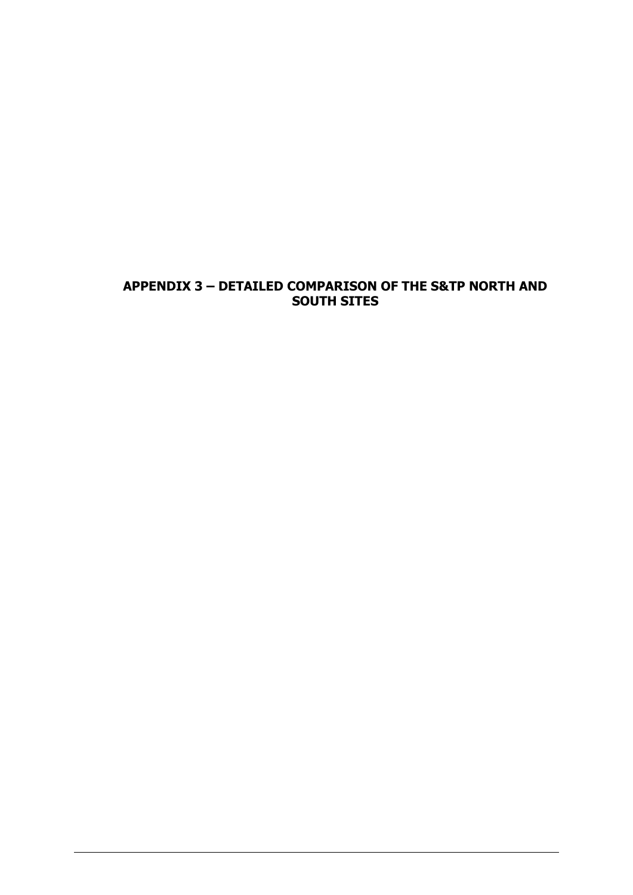# APPENDIX 3 – DETAILED COMPARISON OF THE S&TP NORTH AND SOUTH SITES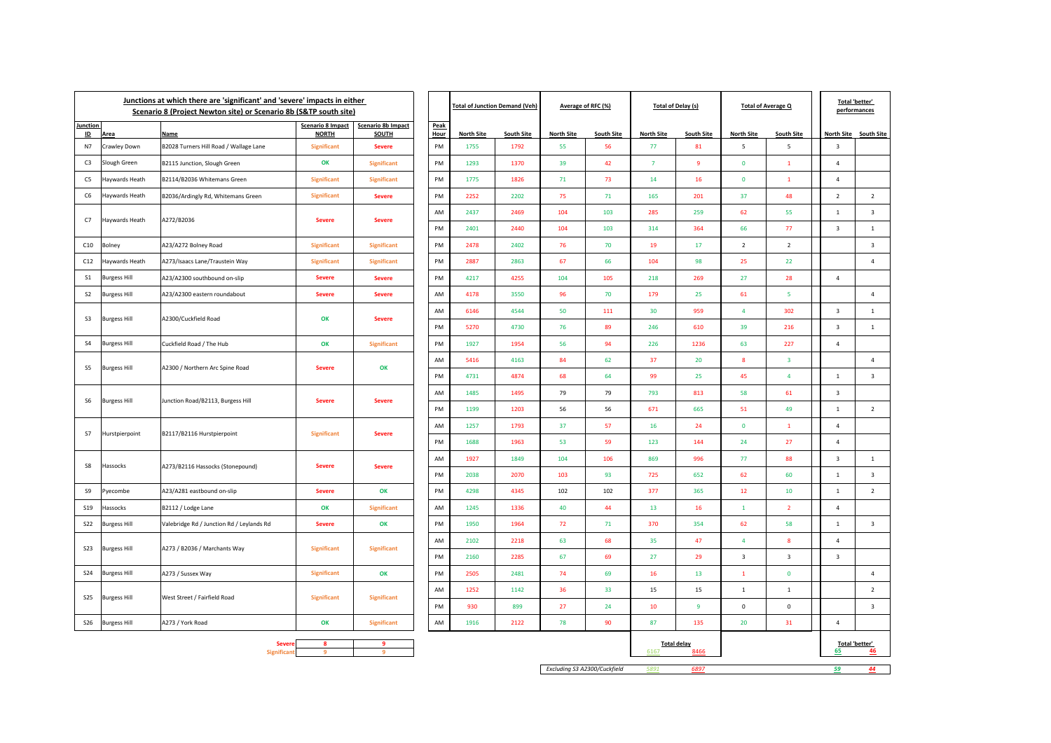| Junctions at which there are 'significant' and 'severe' impacts in either Scenario 8 (Project Newton site) or Scenario 8b (S&TP south site) | | | | | | Total of Junction Demand (Veh) | | Average of RFC (%) | | Total of Delay (s) | | Total of Average Q | | Total 'better' performances | |
|---|---|---|---|---|---|---|---|---|---|---|---|---|---|---|---|
| Junction ID | Area | Name | Scenario 8 Impact NORTH | Scenario 8b Impact SOUTH | Peak Hour | North Site | South Site | North Site | South Site | North Site | South Site | North Site | South Site | North Site | South Site |
| N7 | Crawley Down | B2028 Turners Hill Road / Wallage Lane | Significant | Severe | PM | 1755 | 1792 | 55 | 56 | 77 | 81 | 5 | 5 | 3 | |
| C3 | Slough Green | B2115 Junction, Slough Green | OK | Significant | PM | 1293 | 1370 | 39 | 42 | 7 | 9 | 0 | 1 | 4 | |
| C5 | Haywards Heath | B2114/B2036 Whitemans Green | Significant | Significant | PM | 1775 | 1826 | 71 | 73 | 14 | 16 | 0 | 1 | 4 | |
| C6 | Haywards Heath | B2036/Ardingly Rd, Whitemans Green | Significant | Severe | PM | 2252 | 2202 | 75 | 71 | 165 | 201 | 37 | 48 | 2 | 2 |
| C7 | Haywards Heath | A272/B2036 | Severe | Severe | AM | 2437 | 2469 | 104 | 103 | 285 | 259 | 62 | 55 | 1 | 3 |
| | | | | | PM | 2401 | 2440 | 104 | 103 | 314 | 364 | 66 | 77 | 3 | 1 |
| C10 | Bolney | A23/A272 Bolney Road | Significant | Significant | PM | 2478 | 2402 | 76 | 70 | 19 | 17 | 2 | 2 | | 3 |
| C12 | Haywards Heath | A273/Isaacs Lane/Traustein Way | Significant | Significant | PM | 2887 | 2863 | 67 | 66 | 104 | 98 | 25 | 22 | | 4 |
| S1 | Burgess Hill | A23/A2300 southbound on-slip | Severe | Severe | PM | 4217 | 4255 | 104 | 105 | 218 | 269 | 27 | 28 | 4 | |
| S2 | Burgess Hill | A23/A2300 eastern roundabout | Severe | Severe | AM | 4178 | 3550 | 96 | 70 | 179 | 25 | 61 | 5 | | 4 |
| S3 | Burgess Hill | A2300/Cuckfield Road | OK | Severe | AM | 6146 | 4544 | 50 | 111 | 30 | 959 | 4 | 302 | 3 | 1 |
| | | | | | PM | 5270 | 4730 | 76 | 89 | 246 | 610 | 39 | 216 | 3 | 1 |
| S4 | Burgess Hill | Cuckfield Road / The Hub | OK | Significant | PM | 1927 | 1954 | 56 | 94 | 226 | 1236 | 63 | 227 | 4 | |
| S5 | Burgess Hill | A2300 / Northern Arc Spine Road | Severe | OK | AM | 5416 | 4163 | 84 | 62 | 37 | 20 | 8 | 3 | | 4 |
| | | | | | PM | 4731 | 4874 | 68 | 64 | 99 | 25 | 45 | 4 | 1 | 3 |
| S6 | Burgess Hill | Junction Road/B2113, Burgess Hill | Severe | Severe | AM | 1485 | 1495 | 79 | 79 | 793 | 813 | 58 | 61 | 3 | |
| | | | | | PM | 1199 | 1203 | 56 | 56 | 671 | 665 | 51 | 49 | 1 | 2 |
| S7 | Hurstpierpoint | B2117/B2116 Hurstpierpoint | Significant | Severe | AM | 1257 | 1793 | 37 | 57 | 16 | 24 | 0 | 1 | 4 | |
| | | | | | PM | 1688 | 1963 | 53 | 59 | 123 | 144 | 24 | 27 | 4 | |
| S8 | Hassocks | A273/B2116 Hassocks (Stonepound) | Severe | Severe | AM | 1927 | 1849 | 104 | 106 | 869 | 996 | 77 | 88 | 3 | 1 |
| | | | | | PM | 2038 | 2070 | 103 | 93 | 725 | 652 | 62 | 60 | 1 | 3 |
| S9 | Pyecombe | A23/A281 eastbound on-slip | Severe | OK | PM | 4298 | 4345 | 102 | 102 | 377 | 365 | 12 | 10 | 1 | 2 |
| S19 | Hassocks | B2112 / Lodge Lane | OK | Significant | AM | 1245 | 1336 | 40 | 44 | 13 | 16 | 1 | 2 | 4 | |
| S22 | Burgess Hill | Valebridge Rd / Junction Rd / Leylands Rd | Severe | OK | PM | 1950 | 1964 | 72 | 71 | 370 | 354 | 62 | 58 | 1 | 3 |
| S23 | Burgess Hill | A273 / B2036 / Marchants Way | Significant | Significant | AM | 2102 | 2218 | 63 | 68 | 35 | 47 | 4 | 8 | 4 | |
| | | | | | PM | 2160 | 2285 | 67 | 69 | 27 | 29 | 3 | 3 | 3 | |
| S24 | Burgess Hill | A273 / Sussex Way | Significant | OK | PM | 2505 | 2481 | 74 | 69 | 16 | 13 | 1 | 0 | | 4 |
| S25 | Burgess Hill | West Street / Fairfield Road | Significant | Significant | AM | 1252 | 1142 | 36 | 33 | 15 | 15 | 1 | 1 | | 2 |
| | | | | | PM | 930 | 899 | 27 | 24 | 10 | 9 | 0 | 0 | | 3 |
| S26 | Burgess Hill | A273 / York Road | OK | Significant | AM | 1916 | 2122 | 78 | 90 | 87 | 135 | 20 | 31 | 4 | |
| | | Severe | 8 | 9 | | | | | | Total delay | | | | Total 'better' | |
| | | Significant | 9 | 9 | | | | | | 6167 | 8466 | | | 65 | 46 |
| | | | | | | | | *Excluding S3 A2300/Cuckfield* | | 5891 | 6897 | | | 59 | 44 |